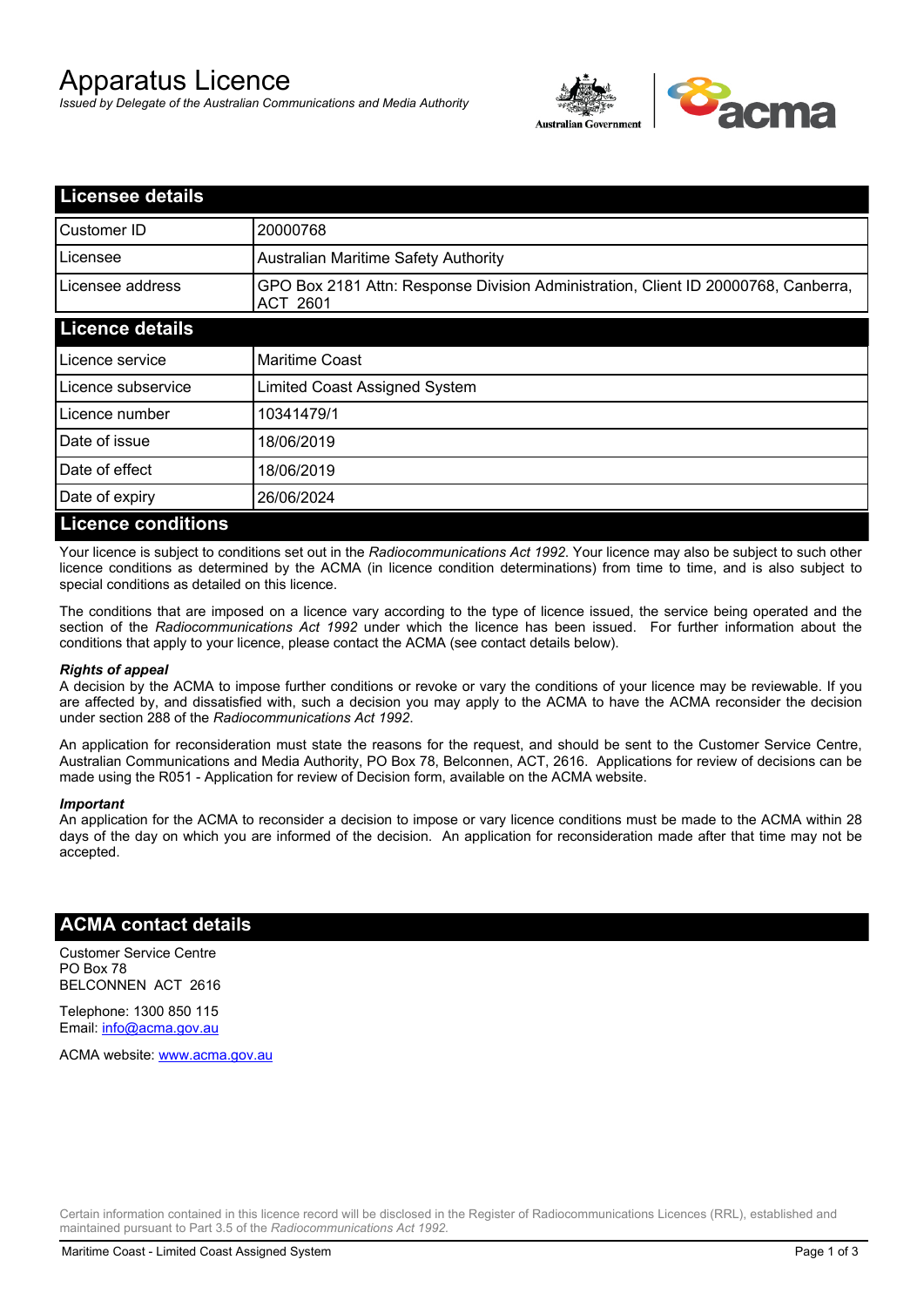# Apparatus Licence

*Issued by Delegate of the Australian Communications and Media Authority*

## Licensee details

| Customer ID | 20000768 |
|---|---|
| Licensee | Australian Maritime Safety Authority |
| Licensee address | GPO Box 2181 Attn: Response Division Administration, Client ID 20000768, Canberra, ACT 2601 |

## Licence details

| Licence service | Maritime Coast |
|---|---|
| Licence subservice | Limited Coast Assigned System |
| Licence number | 10341479/1 |
| Date of issue | 18/06/2019 |
| Date of effect | 18/06/2019 |
| Date of expiry | 26/06/2024 |

## Licence conditions

Your licence is subject to conditions set out in the *Radiocommunications Act 1992*. Your licence may also be subject to such other licence conditions as determined by the ACMA (in licence condition determinations) from time to time, and is also subject to special conditions as detailed on this licence.

The conditions that are imposed on a licence vary according to the type of licence issued, the service being operated and the section of the *Radiocommunications Act 1992* under which the licence has been issued. For further information about the conditions that apply to your licence, please contact the ACMA (see contact details below).

***Rights of appeal***

A decision by the ACMA to impose further conditions or revoke or vary the conditions of your licence may be reviewable. If you are affected by, and dissatisfied with, such a decision you may apply to the ACMA to have the ACMA reconsider the decision under section 288 of the *Radiocommunications Act 1992*.

An application for reconsideration must state the reasons for the request, and should be sent to the Customer Service Centre, Australian Communications and Media Authority, PO Box 78, Belconnen, ACT, 2616. Applications for review of decisions can be made using the R051 - Application for review of Decision form, available on the ACMA website.

***Important***

An application for the ACMA to reconsider a decision to impose or vary licence conditions must be made to the ACMA within 28 days of the day on which you are informed of the decision. An application for reconsideration made after that time may not be accepted.

## ACMA contact details

Customer Service Centre
PO Box 78
BELCONNEN ACT 2616

Telephone: 1300 850 115
Email: info@acma.gov.au

ACMA website: www.acma.gov.au

Certain information contained in this licence record will be disclosed in the Register of Radiocommunications Licences (RRL), established and maintained pursuant to Part 3.5 of the *Radiocommunications Act 1992.*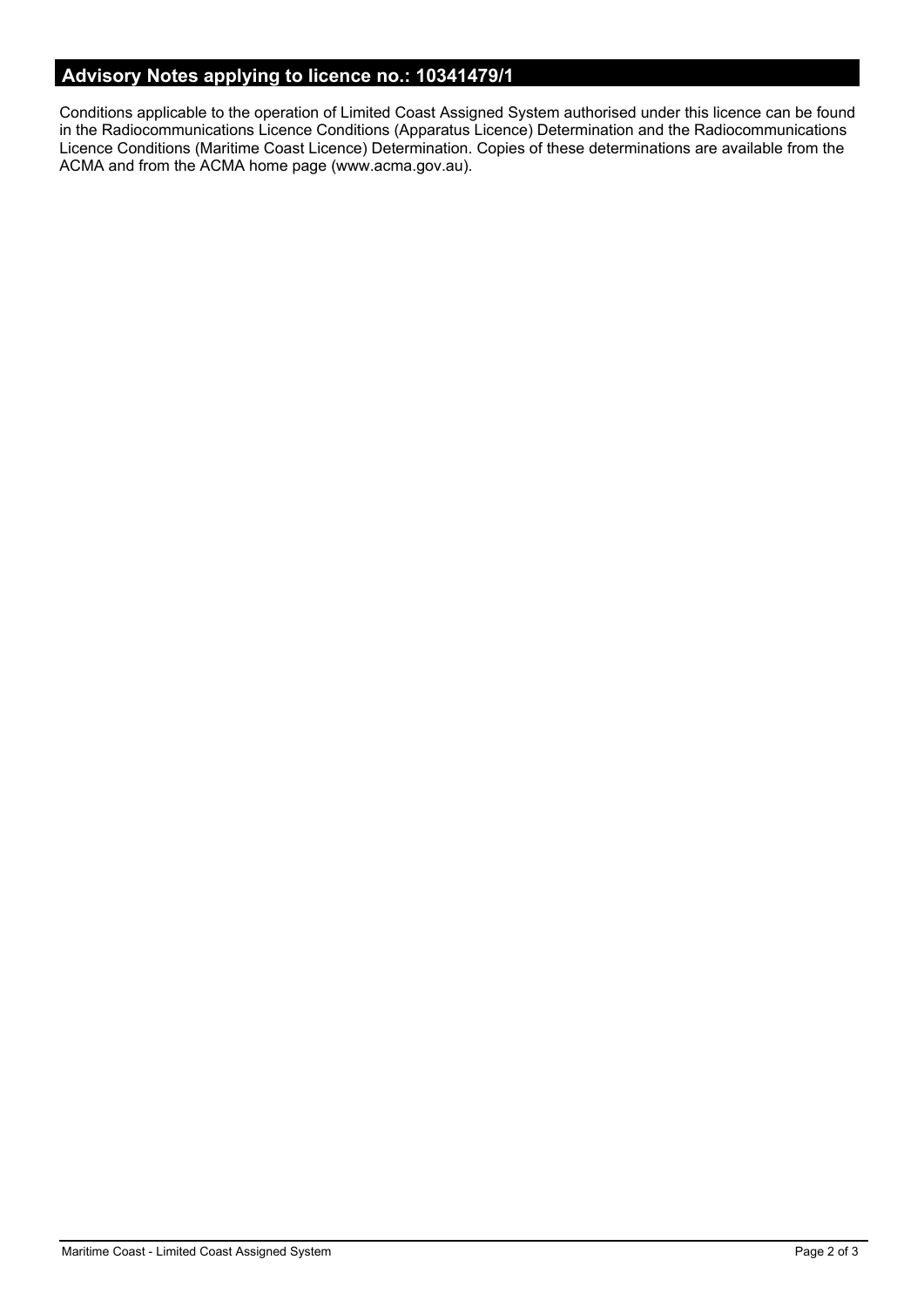## Advisory Notes applying to licence no.: 10341479/1

Conditions applicable to the operation of Limited Coast Assigned System authorised under this licence can be found in the Radiocommunications Licence Conditions (Apparatus Licence) Determination and the Radiocommunications Licence Conditions (Maritime Coast Licence) Determination. Copies of these determinations are available from the ACMA and from the ACMA home page (www.acma.gov.au).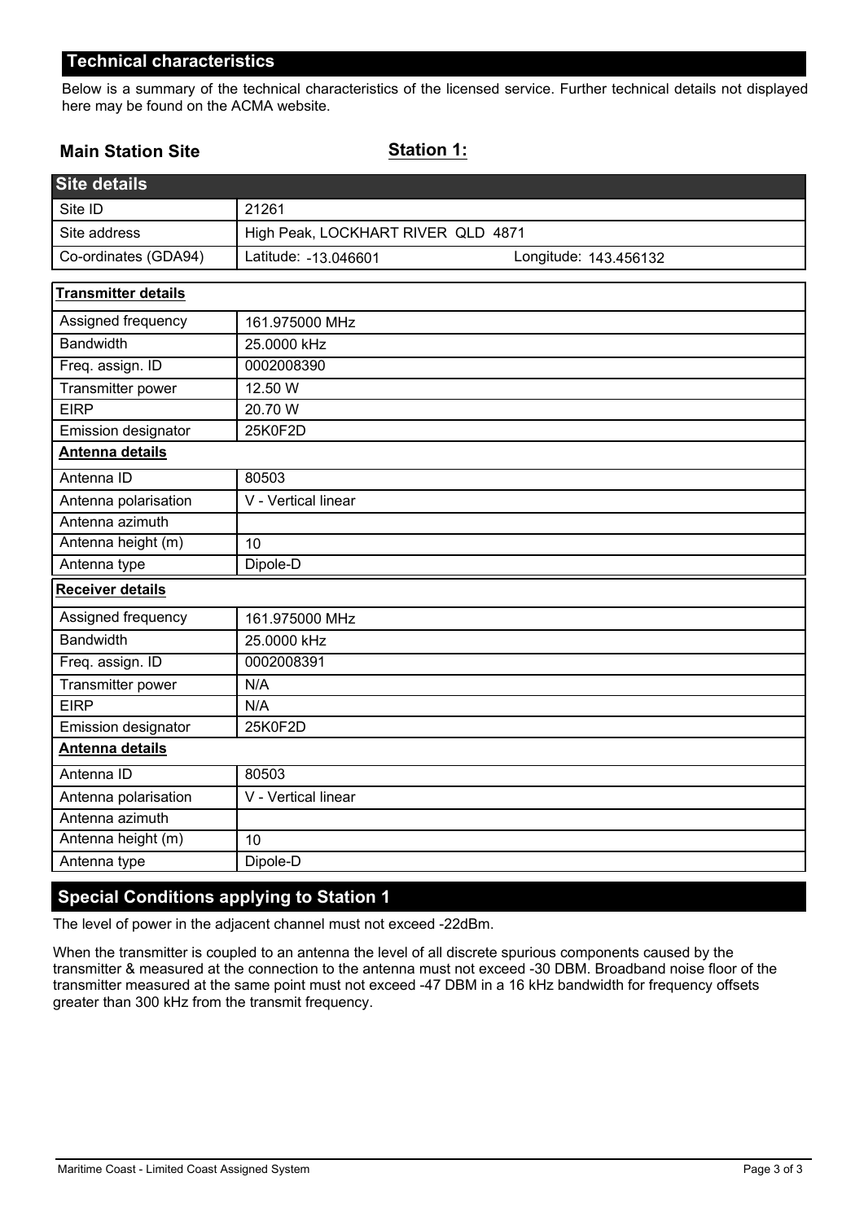## Technical characteristics

Below is a summary of the technical characteristics of the licensed service. Further technical details not displayed here may be found on the ACMA website.

**Main Station Site** **Station 1:**

| Site details | |
|---|---|
| Site ID | 21261 |
| Site address | High Peak, LOCKHART RIVER QLD 4871 |
| Co-ordinates (GDA94) | Latitude: -13.046601 Longitude: 143.456132 |

| Transmitter details | |
|---|---|
| Assigned frequency | 161.975000 MHz |
| Bandwidth | 25.0000 kHz |
| Freq. assign. ID | 0002008390 |
| Transmitter power | 12.50 W |
| EIRP | 20.70 W |
| Emission designator | 25K0F2D |
| **Antenna details** | |
| Antenna ID | 80503 |
| Antenna polarisation | V - Vertical linear |
| Antenna azimuth | |
| Antenna height (m) | 10 |
| Antenna type | Dipole-D |

| Receiver details | |
|---|---|
| Assigned frequency | 161.975000 MHz |
| Bandwidth | 25.0000 kHz |
| Freq. assign. ID | 0002008391 |
| Transmitter power | N/A |
| EIRP | N/A |
| Emission designator | 25K0F2D |
| **Antenna details** | |
| Antenna ID | 80503 |
| Antenna polarisation | V - Vertical linear |
| Antenna azimuth | |
| Antenna height (m) | 10 |
| Antenna type | Dipole-D |

## Special Conditions applying to Station 1

The level of power in the adjacent channel must not exceed -22dBm.

When the transmitter is coupled to an antenna the level of all discrete spurious components caused by the transmitter & measured at the connection to the antenna must not exceed -30 DBM. Broadband noise floor of the transmitter measured at the same point must not exceed -47 DBM in a 16 kHz bandwidth for frequency offsets greater than 300 kHz from the transmit frequency.